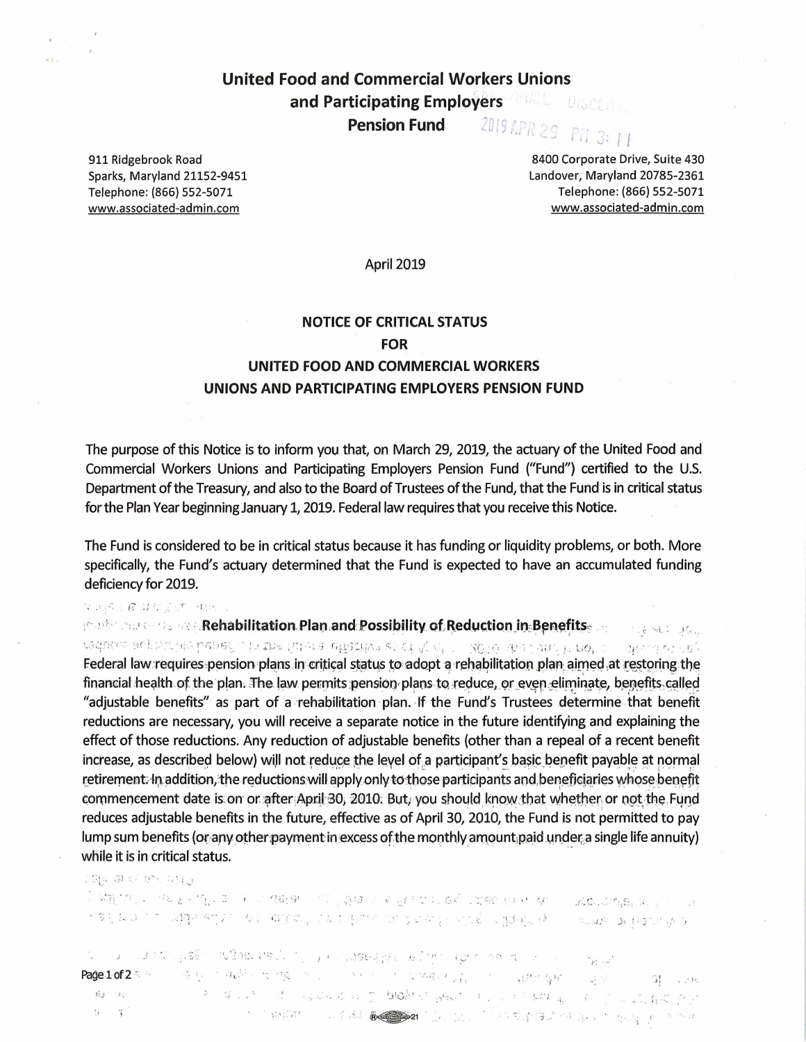# United Food and Commercial Workers Unions and Participating Employers Pension Fund

2019 APR 29 PM 3: 11

911 Ridgebrook Road
Sparks, Maryland 21152-9451
Telephone: (866) 552-5071
www.associated-admin.com

8400 Corporate Drive, Suite 430
Landover, Maryland 20785-2361
Telephone: (866) 552-5071
www.associated-admin.com

April 2019

## NOTICE OF CRITICAL STATUS FOR UNITED FOOD AND COMMERCIAL WORKERS UNIONS AND PARTICIPATING EMPLOYERS PENSION FUND

The purpose of this Notice is to inform you that, on March 29, 2019, the actuary of the United Food and Commercial Workers Unions and Participating Employers Pension Fund ("Fund") certified to the U.S. Department of the Treasury, and also to the Board of Trustees of the Fund, that the Fund is in critical status for the Plan Year beginning January 1, 2019. Federal law requires that you receive this Notice.

The Fund is considered to be in critical status because it has funding or liquidity problems, or both. More specifically, the Fund's actuary determined that the Fund is expected to have an accumulated funding deficiency for 2019.

### Rehabilitation Plan and Possibility of Reduction in Benefits

Federal law requires pension plans in critical status to adopt a rehabilitation plan aimed at restoring the financial health of the plan. The law permits pension plans to reduce, or even eliminate, benefits called "adjustable benefits" as part of a rehabilitation plan. If the Fund's Trustees determine that benefit reductions are necessary, you will receive a separate notice in the future identifying and explaining the effect of those reductions. Any reduction of adjustable benefits (other than a repeal of a recent benefit increase, as described below) will not reduce the level of a participant's basic benefit payable at normal retirement. In addition, the reductions will apply only to those participants and beneficiaries whose benefit commencement date is on or after April 30, 2010. But, you should know that whether or not the Fund reduces adjustable benefits in the future, effective as of April 30, 2010, the Fund is not permitted to pay lump sum benefits (or any other payment in excess of the monthly amount paid under a single life annuity) while it is in critical status.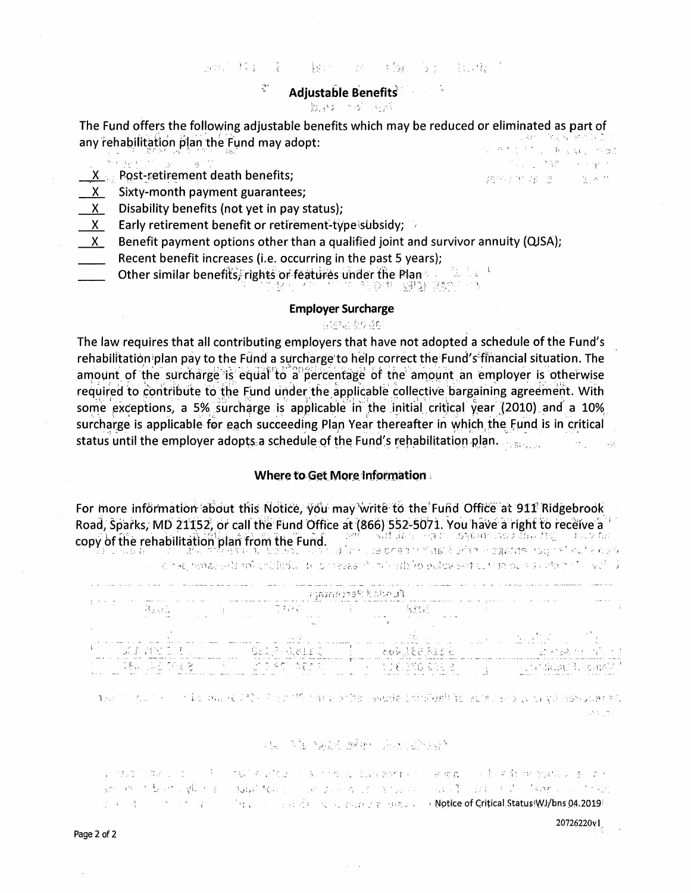## Adjustable Benefits

The Fund offers the following adjustable benefits which may be reduced or eliminated as part of any rehabilitation plan the Fund may adopt:

- __X__ Post-retirement death benefits;
- __X__ Sixty-month payment guarantees;
- __X__ Disability benefits (not yet in pay status);
- __X__ Early retirement benefit or retirement-type subsidy;
- __X__ Benefit payment options other than a qualified joint and survivor annuity (QJSA);
- ____ Recent benefit increases (i.e. occurring in the past 5 years);
- ____ Other similar benefits, rights or features under the Plan

## Employer Surcharge

The law requires that all contributing employers that have not adopted a schedule of the Fund's rehabilitation plan pay to the Fund a surcharge to help correct the Fund's financial situation. The amount of the surcharge is equal to a percentage of the amount an employer is otherwise required to contribute to the Fund under the applicable collective bargaining agreement. With some exceptions, a 5% surcharge is applicable in the initial critical year (2010) and a 10% surcharge is applicable for each succeeding Plan Year thereafter in which the Fund is in critical status until the employer adopts a schedule of the Fund's rehabilitation plan.

## Where to Get More Information

For more information about this Notice, you may write to the Fund Office at 911 Ridgebrook Road, Sparks, MD 21152, or call the Fund Office at (866) 552-5071. You have a right to receive a copy of the rehabilitation plan from the Fund.

Notice of Critical Status WJ/bns 04.2019

20726220v1